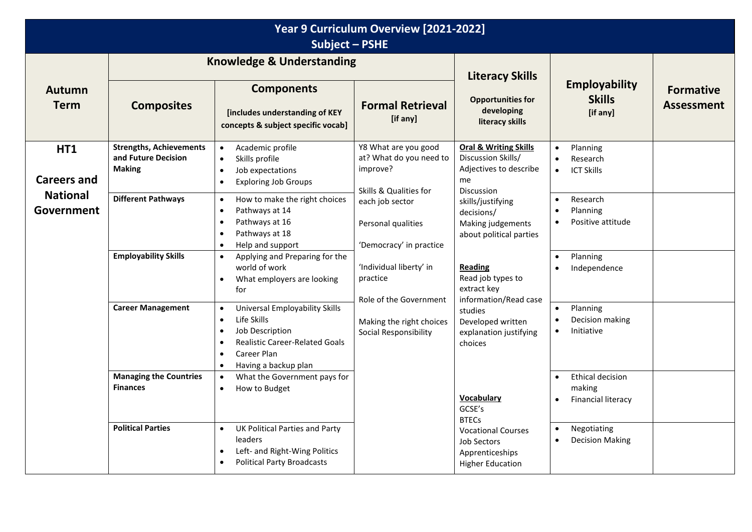# Year 9 Curriculum Overview [2021-2022]
## Subject – PSHE

| Autumn Term | Knowledge & Understanding | | | Literacy Skills | Employability Skills [if any] | Formative Assessment |
|---|---|---|---|---|---|---|
| | **Composites** | **Components** [includes understanding of KEY concepts & subject specific vocab] | **Formal Retrieval** [if any] | **Opportunities for developing literacy skills** | | |
| **HT1**<br><br>**Careers and National Government** | **Strengths, Achievements and Future Decision Making** | • Academic profile<br>• Skills profile<br>• Job expectations<br>• Exploring Job Groups | Y8 What are you good at? What do you need to improve?<br><br>Skills & Qualities for each job sector<br><br>Personal qualities<br><br>'Democracy' in practice<br><br>'Individual liberty' in practice<br><br>Role of the Government<br><br>Making the right choices<br>Social Responsibility | **Oral & Writing Skills**<br>Discussion Skills/<br>Adjectives to describe me<br>Discussion skills/justifying decisions/<br>Making judgements about political parties<br><br>**Reading**<br>Read job types to extract key information/Read case studies<br>Developed written explanation justifying choices<br><br>**Vocabulary**<br>GCSE's<br>BTECs<br>Vocational Courses<br>Job Sectors<br>Apprenticeships<br>Higher Education | • Planning<br>• Research<br>• ICT Skills | |
| | **Different Pathways** | • How to make the right choices<br>• Pathways at 14<br>• Pathways at 16<br>• Pathways at 18<br>• Help and support | | | • Research<br>• Planning<br>• Positive attitude | |
| | **Employability Skills** | • Applying and Preparing for the world of work<br>• What employers are looking for | | | • Planning<br>• Independence | |
| | **Career Management** | • Universal Employability Skills<br>• Life Skills<br>• Job Description<br>• Realistic Career-Related Goals<br>• Career Plan<br>• Having a backup plan | | | • Planning<br>• Decision making<br>• Initiative | |
| | **Managing the Countries Finances** | • What the Government pays for<br>• How to Budget | | | • Ethical decision making<br>• Financial literacy | |
| | **Political Parties** | • UK Political Parties and Party leaders<br>• Left- and Right-Wing Politics<br>• Political Party Broadcasts | | | • Negotiating<br>• Decision Making | |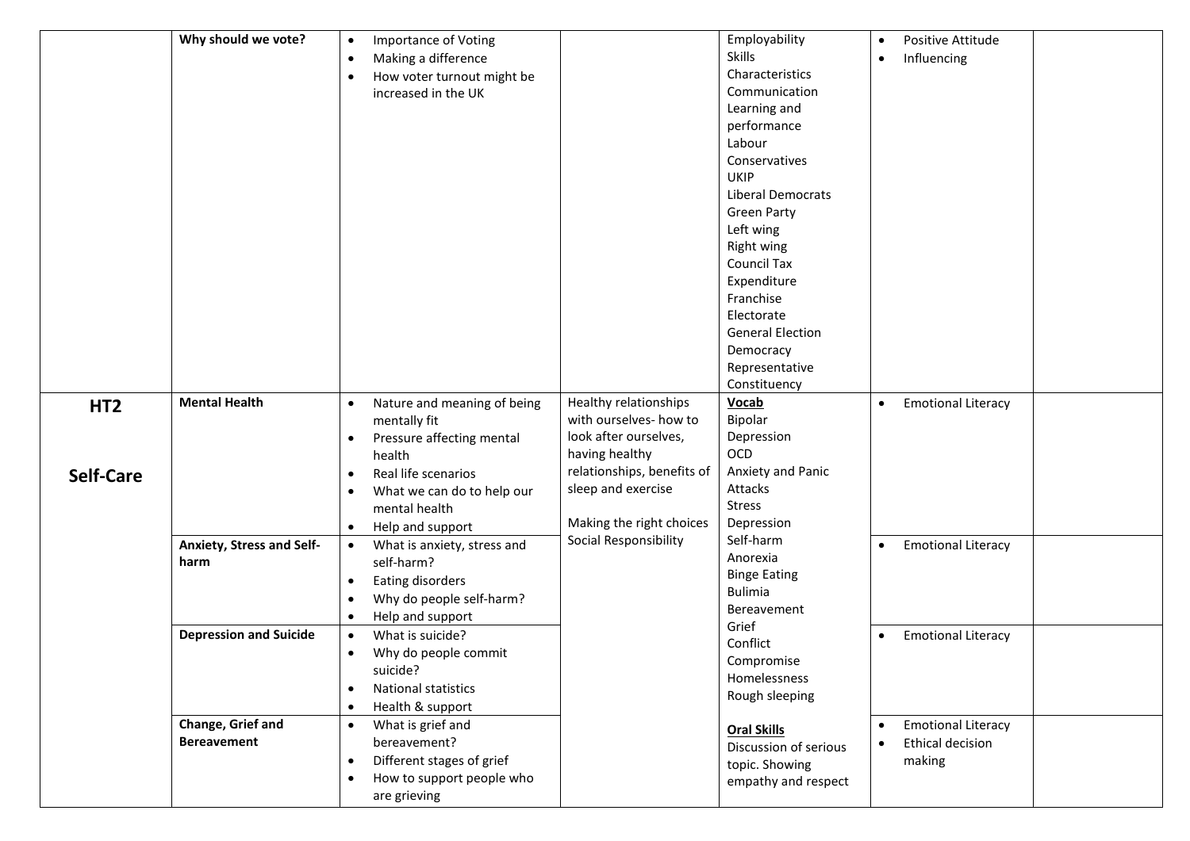| | | | | | | |
|---|---|---|---|---|---|---|
| | **Why should we vote?** | • Importance of Voting<br>• Making a difference<br>• How voter turnout might be increased in the UK | | Employability<br>Skills<br>Characteristics<br>Communication<br>Learning and performance<br>Labour<br>Conservatives<br>UKIP<br>Liberal Democrats<br>Green Party<br>Left wing<br>Right wing<br>Council Tax<br>Expenditure<br>Franchise<br>Electorate<br>General Election<br>Democracy<br>Representative<br>Constituency | • Positive Attitude<br>• Influencing | |
| **HT2**<br><br>**Self-Care** | **Mental Health** | • Nature and meaning of being mentally fit<br>• Pressure affecting mental health<br>• Real life scenarios<br>• What we can do to help our mental health<br>• Help and support | Healthy relationships with ourselves- how to look after ourselves, having healthy relationships, benefits of sleep and exercise<br><br>Making the right choices<br>Social Responsibility | **Vocab**<br>Bipolar<br>Depression<br>OCD<br>Anxiety and Panic Attacks<br>Stress<br>Depression<br>Self-harm<br>Anorexia<br>Binge Eating<br>Bulimia<br>Bereavement<br>Grief<br>Conflict<br>Compromise<br>Homelessness<br>Rough sleeping<br><br>**Oral Skills**<br>Discussion of serious topic. Showing empathy and respect | • Emotional Literacy | |
| | **Anxiety, Stress and Self-harm** | • What is anxiety, stress and self-harm?<br>• Eating disorders<br>• Why do people self-harm?<br>• Help and support | | | • Emotional Literacy | |
| | **Depression and Suicide** | • What is suicide?<br>• Why do people commit suicide?<br>• National statistics<br>• Health & support | | | • Emotional Literacy | |
| | **Change, Grief and Bereavement** | • What is grief and bereavement?<br>• Different stages of grief<br>• How to support people who are grieving | | | • Emotional Literacy<br>• Ethical decision making | |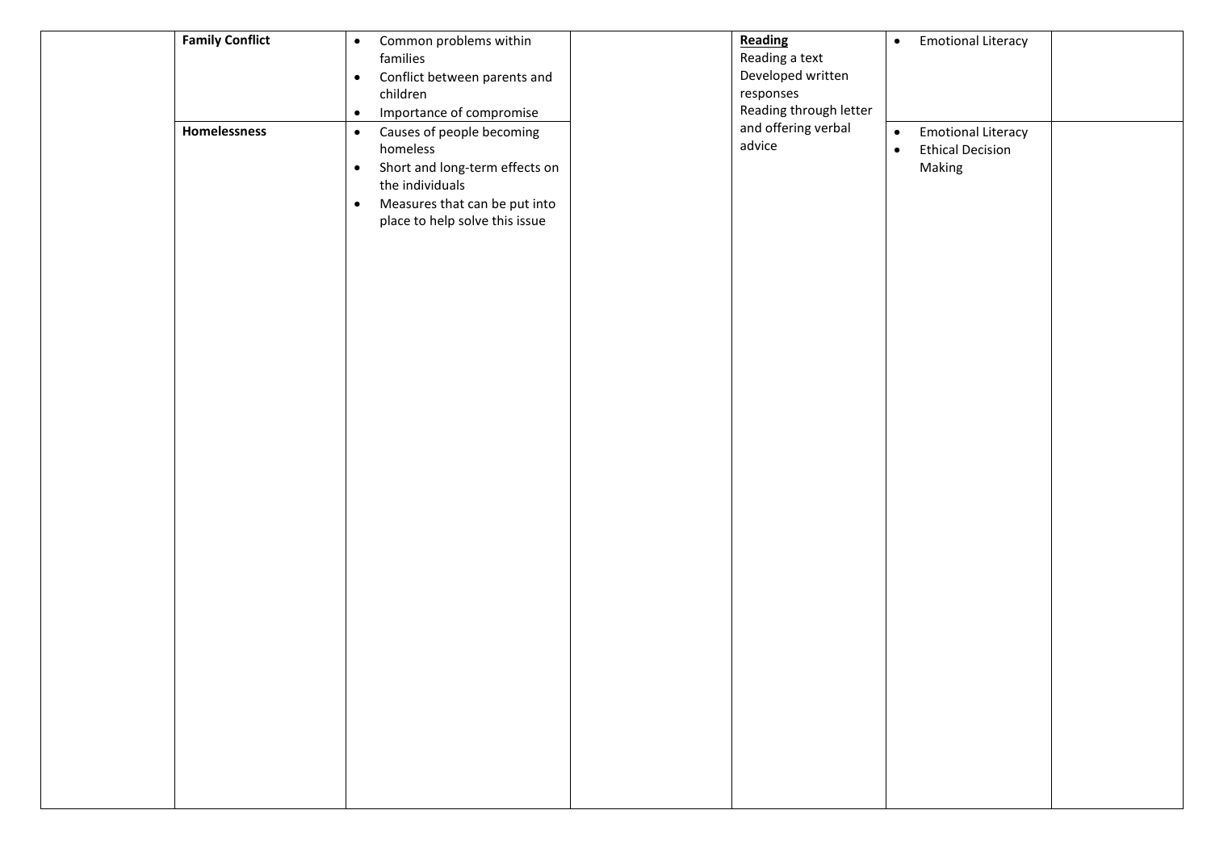| | | | | | | |
|---|---|---|---|---|---|---|
| | **Family Conflict** | • Common problems within families<br>• Conflict between parents and children<br>• Importance of compromise | | **Reading**<br>Reading a text<br>Developed written responses<br>Reading through letter and offering verbal advice | • Emotional Literacy | |
| | **Homelessness** | • Causes of people becoming homeless<br>• Short and long-term effects on the individuals<br>• Measures that can be put into place to help solve this issue | | | • Emotional Literacy<br>• Ethical Decision Making | |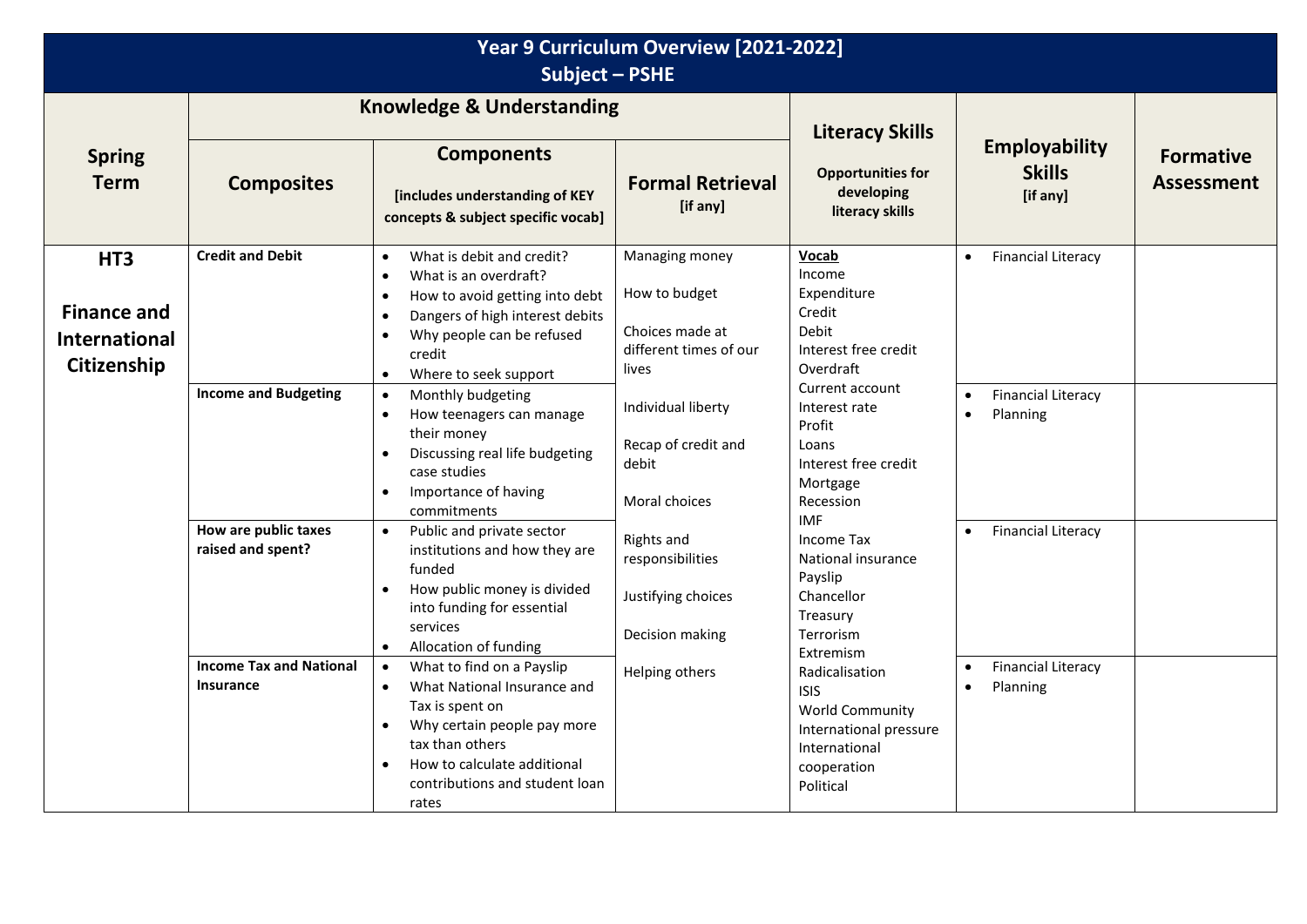# Year 9 Curriculum Overview [2021-2022]
## Subject – PSHE

| Spring Term | Knowledge & Understanding | | | Literacy Skills | Employability Skills [if any] | Formative Assessment |
|---|---|---|---|---|---|---|
| | **Composites** | **Components** [includes understanding of KEY concepts & subject specific vocab] | **Formal Retrieval** [if any] | Opportunities for developing literacy skills | | |
| **HT3 Finance and International Citizenship** | **Credit and Debit** | • What is debit and credit?<br>• What is an overdraft?<br>• How to avoid getting into debt<br>• Dangers of high interest debits<br>• Why people can be refused credit<br>• Where to seek support | Managing money<br><br>How to budget<br><br>Choices made at different times of our lives<br><br>Individual liberty<br><br>Recap of credit and debit<br><br>Moral choices<br><br>Rights and responsibilities<br><br>Justifying choices<br><br>Decision making<br><br>Helping others | **Vocab**<br>Income<br>Expenditure<br>Credit<br>Debit<br>Interest free credit<br>Overdraft<br>Current account<br>Interest rate<br>Profit<br>Loans<br>Interest free credit<br>Mortgage<br>Recession<br>IMF<br>Income Tax<br>National insurance<br>Payslip<br>Chancellor<br>Treasury<br>Terrorism<br>Extremism<br>Radicalisation<br>ISIS<br>World Community<br>International pressure<br>International cooperation<br>Political | • Financial Literacy | |
| | **Income and Budgeting** | • Monthly budgeting<br>• How teenagers can manage their money<br>• Discussing real life budgeting case studies<br>• Importance of having commitments | | | • Financial Literacy<br>• Planning | |
| | **How are public taxes raised and spent?** | • Public and private sector institutions and how they are funded<br>• How public money is divided into funding for essential services<br>• Allocation of funding | | | • Financial Literacy | |
| | **Income Tax and National Insurance** | • What to find on a Payslip<br>• What National Insurance and Tax is spent on<br>• Why certain people pay more tax than others<br>• How to calculate additional contributions and student loan rates | | | • Financial Literacy<br>• Planning | |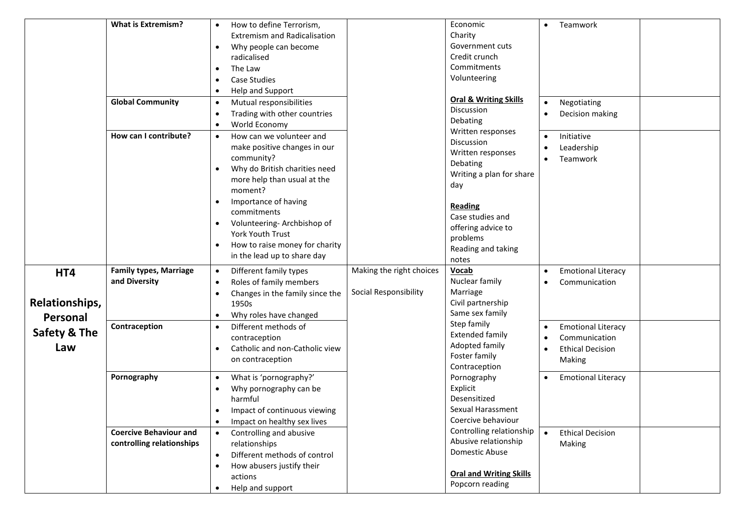| | | | | | | |
|---|---|---|---|---|---|---|
| | **What is Extremism?** | • How to define Terrorism, Extremism and Radicalisation<br>• Why people can become radicalised<br>• The Law<br>• Case Studies<br>• Help and Support | | Economic<br>Charity<br>Government cuts<br>Credit crunch<br>Commitments<br>Volunteering<br><br>**Oral & Writing Skills**<br>Discussion<br>Debating<br>Written responses<br>Discussion<br>Written responses<br>Debating<br>Writing a plan for share day<br><br>**Reading**<br>Case studies and offering advice to problems<br>Reading and taking notes | • Teamwork | |
| | **Global Community** | • Mutual responsibilities<br>• Trading with other countries<br>• World Economy | | | • Negotiating<br>• Decision making | |
| | **How can I contribute?** | • How can we volunteer and make positive changes in our community?<br>• Why do British charities need more help than usual at the moment?<br>• Importance of having commitments<br>• Volunteering- Archbishop of York Youth Trust<br>• How to raise money for charity in the lead up to share day | | | • Initiative<br>• Leadership<br>• Teamwork | |
| **HT4**<br><br>**Relationships, Personal Safety & The Law** | **Family types, Marriage and Diversity** | • Different family types<br>• Roles of family members<br>• Changes in the family since the 1950s<br>• Why roles have changed | Making the right choices<br><br>Social Responsibility | **Vocab**<br>Nuclear family<br>Marriage<br>Civil partnership<br>Same sex family<br>Step family<br>Extended family<br>Adopted family<br>Foster family<br>Contraception<br>Pornography<br>Explicit<br>Desensitized<br>Sexual Harassment<br>Coercive behaviour<br>Controlling relationship<br>Abusive relationship<br>Domestic Abuse<br><br>**Oral and Writing Skills**<br>Popcorn reading | • Emotional Literacy<br>• Communication | |
| | **Contraception** | • Different methods of contraception<br>• Catholic and non-Catholic view on contraception | | | • Emotional Literacy<br>• Communication<br>• Ethical Decision Making | |
| | **Pornography** | • What is 'pornography?'<br>• Why pornography can be harmful<br>• Impact of continuous viewing<br>• Impact on healthy sex lives | | | • Emotional Literacy | |
| | **Coercive Behaviour and controlling relationships** | • Controlling and abusive relationships<br>• Different methods of control<br>• How abusers justify their actions<br>• Help and support | | | • Ethical Decision Making | |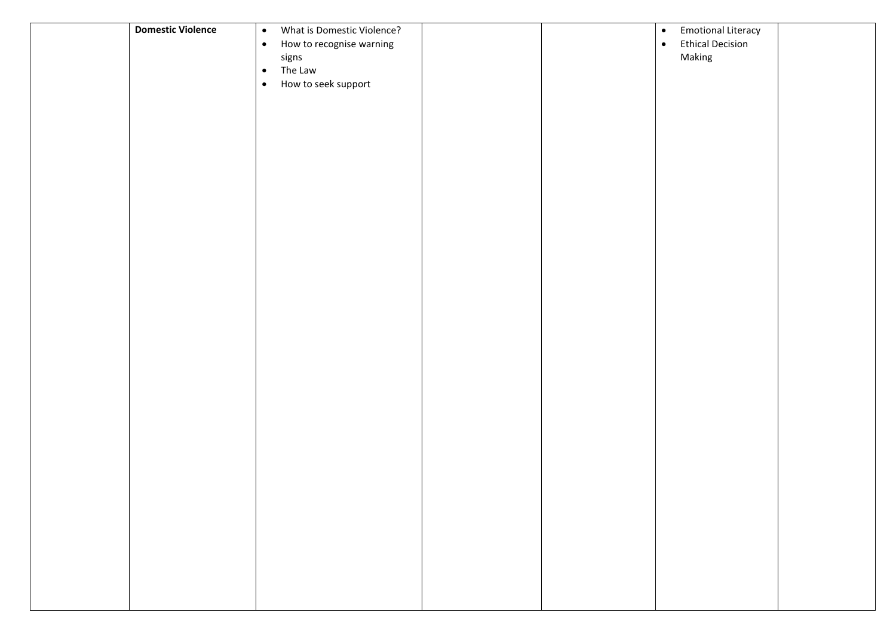| | | | | | | |
|---|---|---|---|---|---|---|
| | **Domestic Violence** | • What is Domestic Violence?<br>• How to recognise warning signs<br>• The Law<br>• How to seek support | | | • Emotional Literacy<br>• Ethical Decision Making | |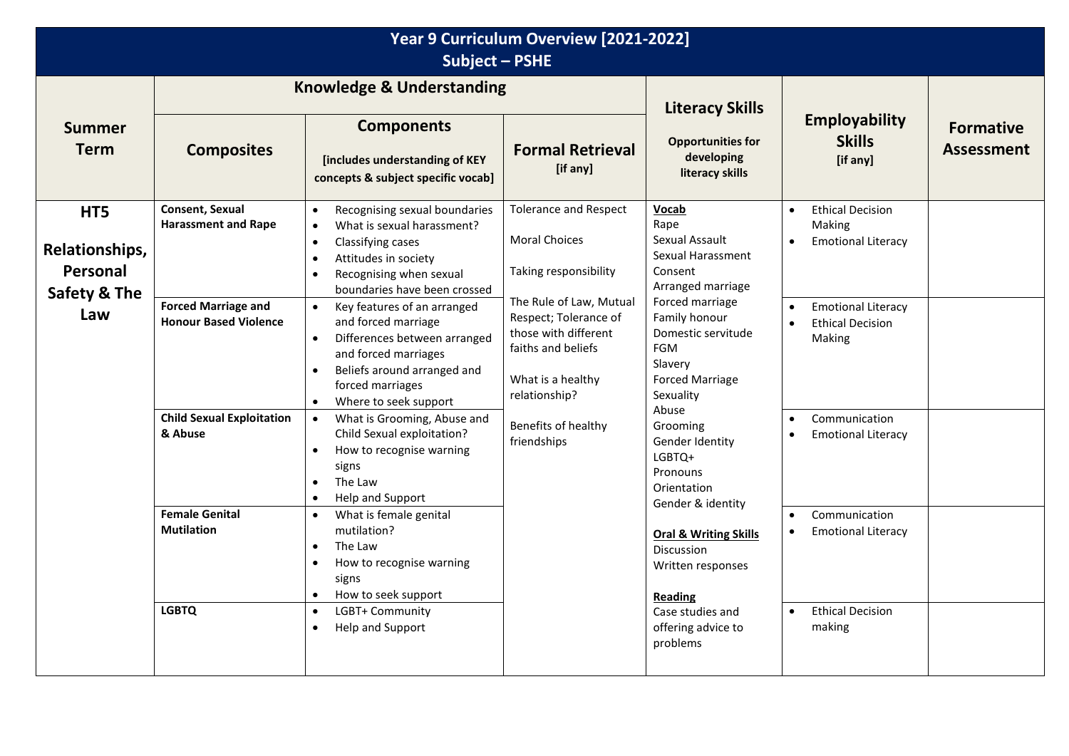# Year 9 Curriculum Overview [2021-2022]
## Subject – PSHE

| Summer Term | Knowledge & Understanding | | | Literacy Skills | Employability Skills [if any] | Formative Assessment |
|---|---|---|---|---|---|---|
| | **Composites** | **Components** [includes understanding of KEY concepts & subject specific vocab] | **Formal Retrieval** [if any] | **Opportunities for developing literacy skills** | | |
| **HT5 Relationships, Personal Safety & The Law** | **Consent, Sexual Harassment and Rape** | • Recognising sexual boundaries<br>• What is sexual harassment?<br>• Classifying cases<br>• Attitudes in society<br>• Recognising when sexual boundaries have been crossed | Tolerance and Respect<br><br>Moral Choices<br><br>Taking responsibility<br><br>The Rule of Law, Mutual Respect; Tolerance of those with different faiths and beliefs<br><br>What is a healthy relationship?<br><br>Benefits of healthy friendships | **Vocab**<br>Rape<br>Sexual Assault<br>Sexual Harassment<br>Consent<br>Arranged marriage<br>Forced marriage<br>Family honour<br>Domestic servitude<br>FGM<br>Slavery<br>Forced Marriage<br>Sexuality<br>Abuse<br>Grooming<br>Gender Identity<br>LGBTQ+<br>Pronouns<br>Orientation<br>Gender & identity<br><br>**Oral & Writing Skills**<br>Discussion<br>Written responses<br><br>**Reading**<br>Case studies and offering advice to problems | • Ethical Decision Making<br>• Emotional Literacy | |
| | **Forced Marriage and Honour Based Violence** | • Key features of an arranged and forced marriage<br>• Differences between arranged and forced marriages<br>• Beliefs around arranged and forced marriages<br>• Where to seek support | | | • Emotional Literacy<br>• Ethical Decision Making | |
| | **Child Sexual Exploitation & Abuse** | • What is Grooming, Abuse and Child Sexual exploitation?<br>• How to recognise warning signs<br>• The Law<br>• Help and Support | | | • Communication<br>• Emotional Literacy | |
| | **Female Genital Mutilation** | • What is female genital mutilation?<br>• The Law<br>• How to recognise warning signs<br>• How to seek support | | | • Communication<br>• Emotional Literacy | |
| | **LGBTQ** | • LGBT+ Community<br>• Help and Support | | | • Ethical Decision making | |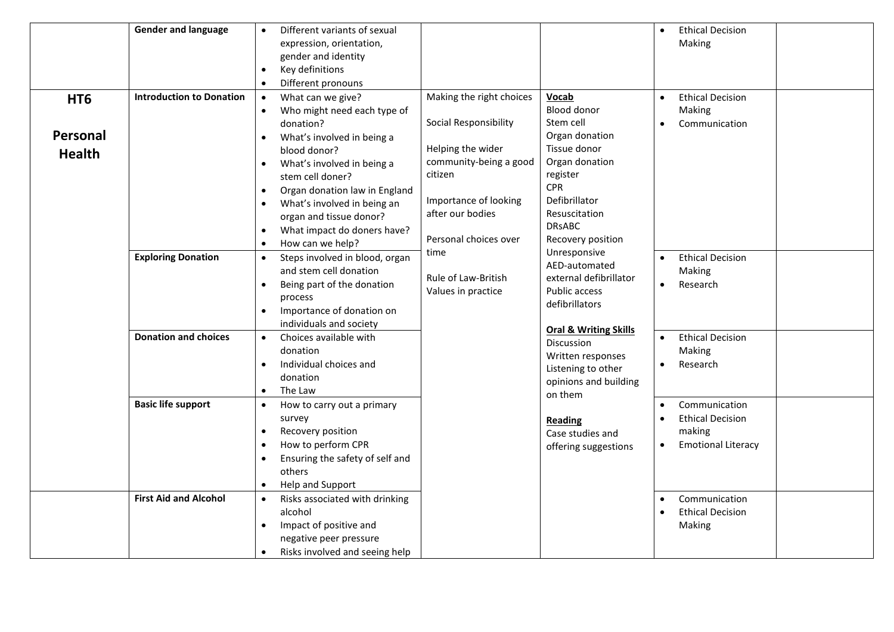| | | | | | | |
|---|---|---|---|---|---|---|
| | **Gender and language** | • Different variants of sexual expression, orientation, gender and identity<br>• Key definitions<br>• Different pronouns | | | • Ethical Decision Making | |
| **HT6**<br><br>**Personal Health** | **Introduction to Donation** | • What can we give?<br>• Who might need each type of donation?<br>• What's involved in being a blood donor?<br>• What's involved in being a stem cell doner?<br>• Organ donation law in England<br>• What's involved in being an organ and tissue donor?<br>• What impact do doners have?<br>• How can we help? | Making the right choices<br><br>Social Responsibility<br><br>Helping the wider community-being a good citizen<br><br>Importance of looking after our bodies<br><br>Personal choices over time<br><br>Rule of Law-British Values in practice | **Vocab**<br>Blood donor<br>Stem cell<br>Organ donation<br>Tissue donor<br>Organ donation register<br>CPR<br>Defibrillator<br>Resuscitation<br>DRsABC<br>Recovery position<br>Unresponsive<br>AED-automated external defibrillator<br>Public access defibrillators<br><br>**Oral & Writing Skills**<br>Discussion<br>Written responses<br>Listening to other opinions and building on them<br><br>**Reading**<br>Case studies and offering suggestions | • Ethical Decision Making<br>• Communication | |
| | **Exploring Donation** | • Steps involved in blood, organ and stem cell donation<br>• Being part of the donation process<br>• Importance of donation on individuals and society | | | • Ethical Decision Making<br>• Research | |
| | **Donation and choices** | • Choices available with donation<br>• Individual choices and donation<br>• The Law | | | • Ethical Decision Making<br>• Research | |
| | **Basic life support** | • How to carry out a primary survey<br>• Recovery position<br>• How to perform CPR<br>• Ensuring the safety of self and others<br>• Help and Support | | | • Communication<br>• Ethical Decision making<br>• Emotional Literacy | |
| | **First Aid and Alcohol** | • Risks associated with drinking alcohol<br>• Impact of positive and negative peer pressure<br>• Risks involved and seeing help | | | • Communication<br>• Ethical Decision Making | |